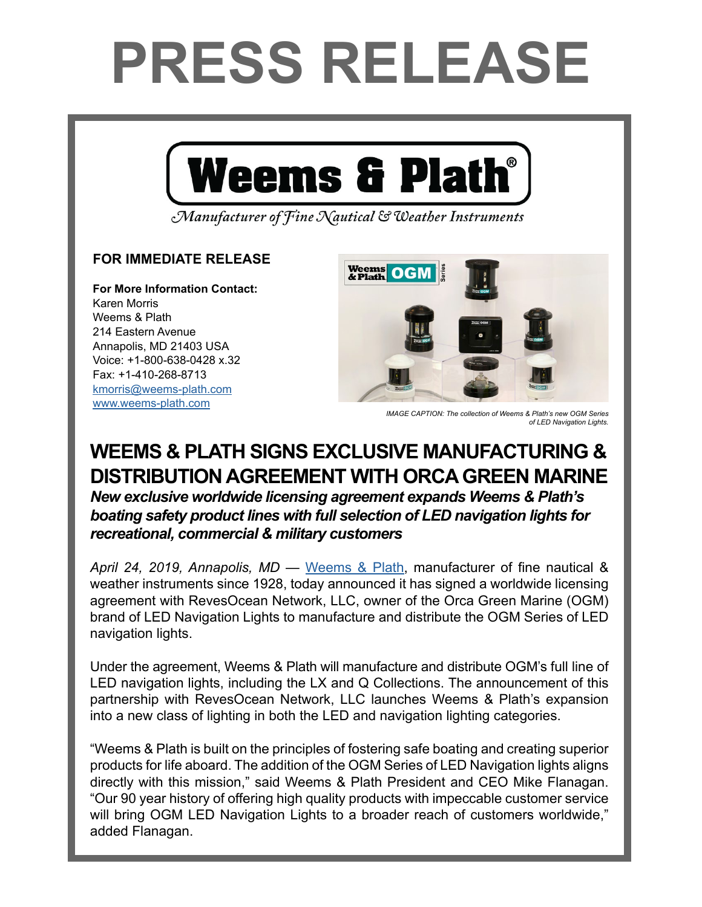# PRESS RELEASE

**Weems & Plath®**

*Manufacturer of Fine Nautical & Weather Instruments*

**FOR IMMEDIATE RELEASE**

**For More Information Contact:**
Karen Morris
Weems & Plath
214 Eastern Avenue
Annapolis, MD 21403 USA
Voice: +1-800-638-0428 x.32
Fax: +1-410-268-8713
kmorris@weems-plath.com
www.weems-plath.com

*IMAGE CAPTION: The collection of Weems & Plath's new OGM Series of LED Navigation Lights.*

## WEEMS & PLATH SIGNS EXCLUSIVE MANUFACTURING & DISTRIBUTION AGREEMENT WITH ORCA GREEN MARINE

***New exclusive worldwide licensing agreement expands Weems & Plath's boating safety product lines with full selection of LED navigation lights for recreational, commercial & military customers***

*April 24, 2019, Annapolis, MD* — Weems & Plath, manufacturer of fine nautical & weather instruments since 1928, today announced it has signed a worldwide licensing agreement with RevesOcean Network, LLC, owner of the Orca Green Marine (OGM) brand of LED Navigation Lights to manufacture and distribute the OGM Series of LED navigation lights.

Under the agreement, Weems & Plath will manufacture and distribute OGM's full line of LED navigation lights, including the LX and Q Collections. The announcement of this partnership with RevesOcean Network, LLC launches Weems & Plath's expansion into a new class of lighting in both the LED and navigation lighting categories.

"Weems & Plath is built on the principles of fostering safe boating and creating superior products for life aboard. The addition of the OGM Series of LED Navigation lights aligns directly with this mission," said Weems & Plath President and CEO Mike Flanagan. "Our 90 year history of offering high quality products with impeccable customer service will bring OGM LED Navigation Lights to a broader reach of customers worldwide," added Flanagan.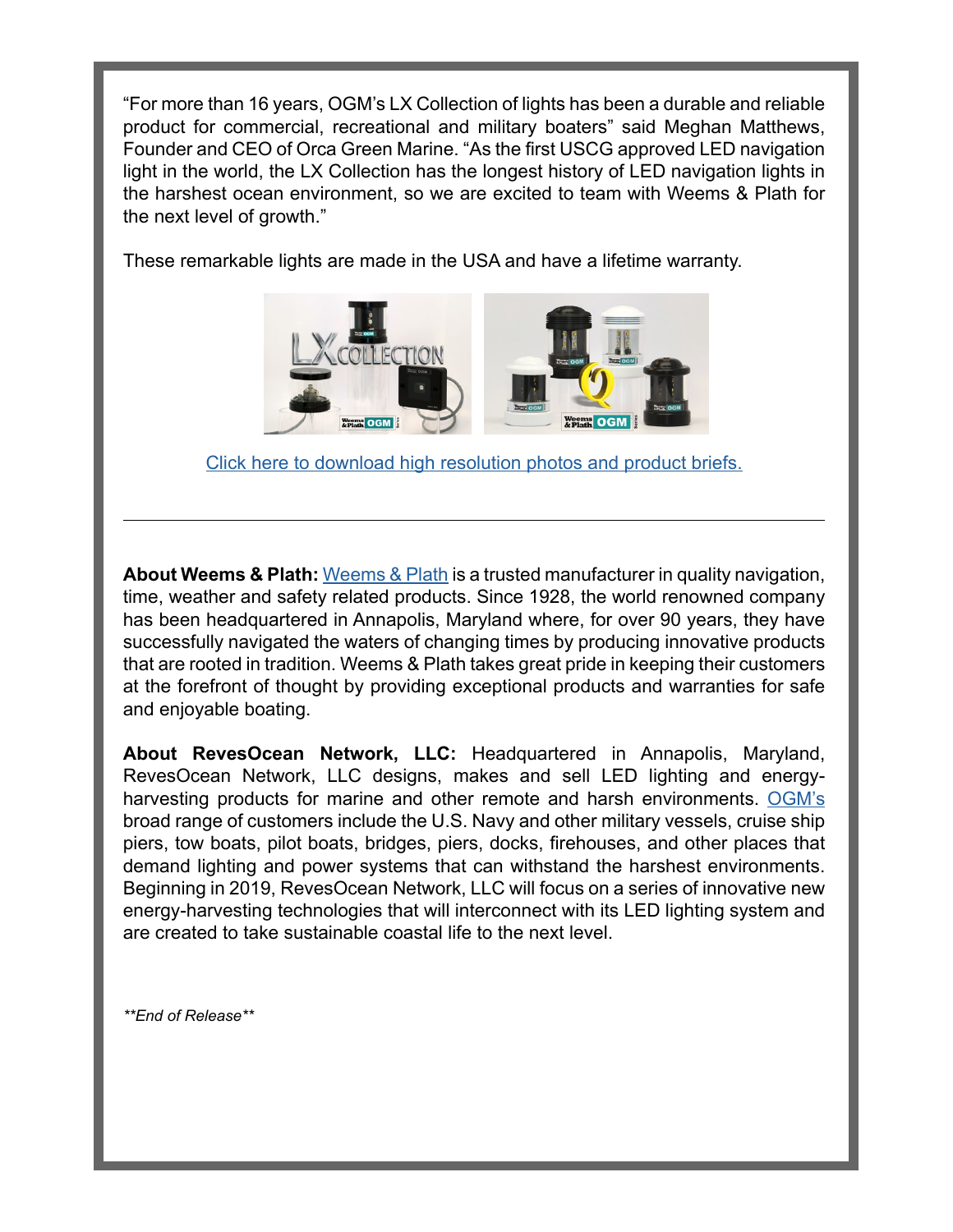"For more than 16 years, OGM's LX Collection of lights has been a durable and reliable product for commercial, recreational and military boaters" said Meghan Matthews, Founder and CEO of Orca Green Marine. "As the first USCG approved LED navigation light in the world, the LX Collection has the longest history of LED navigation lights in the harshest ocean environment, so we are excited to team with Weems & Plath for the next level of growth."

These remarkable lights are made in the USA and have a lifetime warranty.

Click here to download high resolution photos and product briefs.

---

**About Weems & Plath:** Weems & Plath is a trusted manufacturer in quality navigation, time, weather and safety related products. Since 1928, the world renowned company has been headquartered in Annapolis, Maryland where, for over 90 years, they have successfully navigated the waters of changing times by producing innovative products that are rooted in tradition. Weems & Plath takes great pride in keeping their customers at the forefront of thought by providing exceptional products and warranties for safe and enjoyable boating.

**About RevesOcean Network, LLC:** Headquartered in Annapolis, Maryland, RevesOcean Network, LLC designs, makes and sell LED lighting and energy-harvesting products for marine and other remote and harsh environments. OGM's broad range of customers include the U.S. Navy and other military vessels, cruise ship piers, tow boats, pilot boats, bridges, piers, docks, firehouses, and other places that demand lighting and power systems that can withstand the harshest environments. Beginning in 2019, RevesOcean Network, LLC will focus on a series of innovative new energy-harvesting technologies that will interconnect with its LED lighting system and are created to take sustainable coastal life to the next level.

***End of Release***